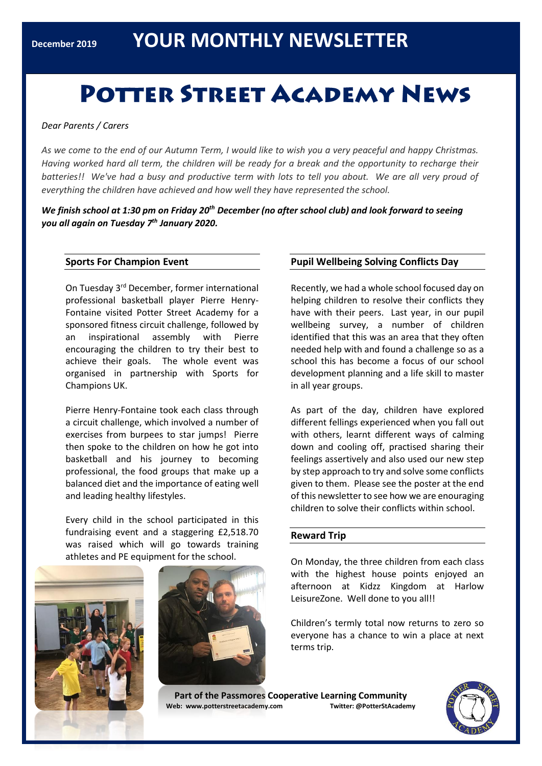December 2019 **YOUR MONTHLY NEWSLETTER**

# Potter Street Academy News

*Dear Parents / Carers*

*As we come to the end of our Autumn Term, I would like to wish you a very peaceful and happy Christmas. Having worked hard all term, the children will be ready for a break and the opportunity to recharge their batteries!! We've had a busy and productive term with lots to tell you about. We are all very proud of everything the children have achieved and how well they have represented the school.*

***We finish school at 1:30 pm on Friday 20th December (no after school club) and look forward to seeing you all again on Tuesday 7th January 2020.***

## Sports For Champion Event

On Tuesday 3rd December, former international professional basketball player Pierre Henry-Fontaine visited Potter Street Academy for a sponsored fitness circuit challenge, followed by an inspirational assembly with Pierre encouraging the children to try their best to achieve their goals. The whole event was organised in partnership with Sports for Champions UK.

Pierre Henry-Fontaine took each class through a circuit challenge, which involved a number of exercises from burpees to star jumps! Pierre then spoke to the children on how he got into basketball and his journey to becoming professional, the food groups that make up a balanced diet and the importance of eating well and leading healthy lifestyles.

Every child in the school participated in this fundraising event and a staggering £2,518.70 was raised which will go towards training athletes and PE equipment for the school.

## Pupil Wellbeing Solving Conflicts Day

Recently, we had a whole school focused day on helping children to resolve their conflicts they have with their peers. Last year, in our pupil wellbeing survey, a number of children identified that this was an area that they often needed help with and found a challenge so as a school this has become a focus of our school development planning and a life skill to master in all year groups.

As part of the day, children have explored different fellings experienced when you fall out with others, learnt different ways of calming down and cooling off, practised sharing their feelings assertively and also used our new step by step approach to try and solve some conflicts given to them. Please see the poster at the end of this newsletter to see how we are enouraging children to solve their conflicts within school.

## Reward Trip

On Monday, the three children from each class with the highest house points enjoyed an afternoon at Kidzz Kingdom at Harlow LeisureZone. Well done to you all!!

Children's termly total now returns to zero so everyone has a chance to win a place at next terms trip.

**Part of the Passmores Cooperative Learning Community**
**Web: www.potterstreetacademy.com** **Twitter: @PotterStAcademy**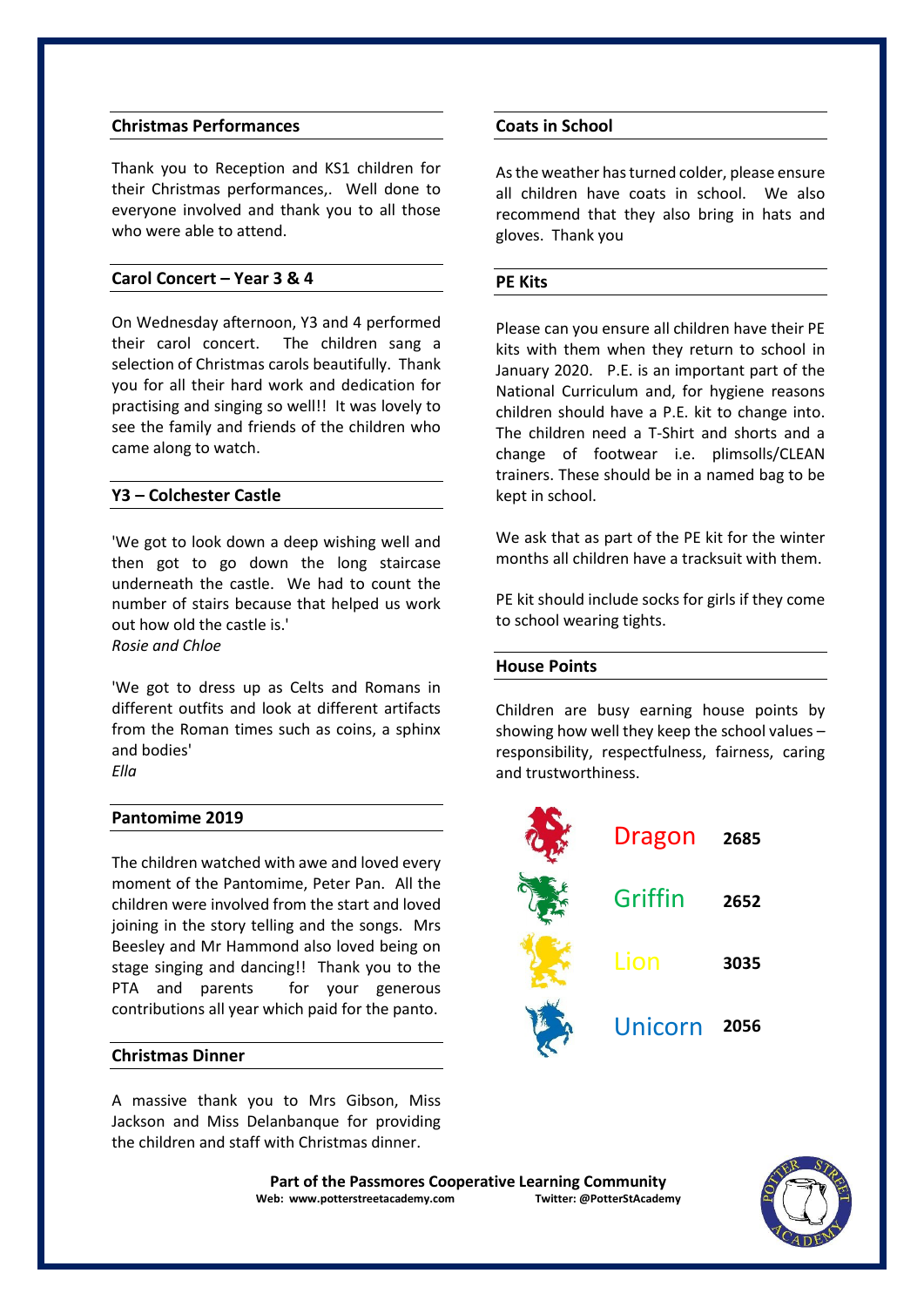## Christmas Performances

Thank you to Reception and KS1 children for their Christmas performances,. Well done to everyone involved and thank you to all those who were able to attend.

## Carol Concert – Year 3 & 4

On Wednesday afternoon, Y3 and 4 performed their carol concert. The children sang a selection of Christmas carols beautifully. Thank you for all their hard work and dedication for practising and singing so well!! It was lovely to see the family and friends of the children who came along to watch.

## Y3 – Colchester Castle

'We got to look down a deep wishing well and then got to go down the long staircase underneath the castle. We had to count the number of stairs because that helped us work out how old the castle is.'
*Rosie and Chloe*

'We got to dress up as Celts and Romans in different outfits and look at different artifacts from the Roman times such as coins, a sphinx and bodies'
*Ella*

## Pantomime 2019

The children watched with awe and loved every moment of the Pantomime, Peter Pan. All the children were involved from the start and loved joining in the story telling and the songs. Mrs Beesley and Mr Hammond also loved being on stage singing and dancing!! Thank you to the PTA and parents for your generous contributions all year which paid for the panto.

## Christmas Dinner

A massive thank you to Mrs Gibson, Miss Jackson and Miss Delanbanque for providing the children and staff with Christmas dinner.

## Coats in School

As the weather has turned colder, please ensure all children have coats in school. We also recommend that they also bring in hats and gloves. Thank you

## PE Kits

Please can you ensure all children have their PE kits with them when they return to school in January 2020. P.E. is an important part of the National Curriculum and, for hygiene reasons children should have a P.E. kit to change into. The children need a T-Shirt and shorts and a change of footwear i.e. plimsolls/CLEAN trainers. These should be in a named bag to be kept in school.

We ask that as part of the PE kit for the winter months all children have a tracksuit with them.

PE kit should include socks for girls if they come to school wearing tights.

## House Points

Children are busy earning house points by showing how well they keep the school values – responsibility, respectfulness, fairness, caring and trustworthiness.

| House | Points |
|---|---|
| Dragon | 2685 |
| Griffin | 2652 |
| Lion | 3035 |
| Unicorn | 2056 |

**Part of the Passmores Cooperative Learning Community**
**Web: www.potterstreetacademy.com** **Twitter: @PotterStAcademy**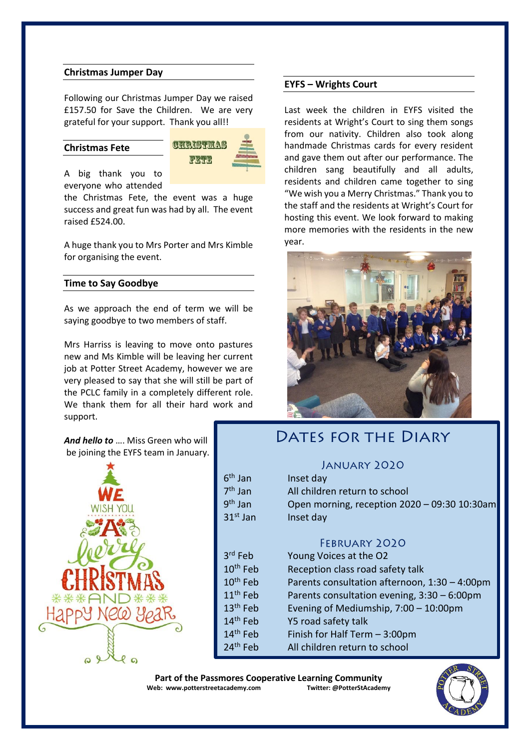## Christmas Jumper Day

Following our Christmas Jumper Day we raised £157.50 for Save the Children. We are very grateful for your support. Thank you all!!

## Christmas Fete

A big thank you to everyone who attended the Christmas Fete, the event was a huge success and great fun was had by all. The event raised £524.00.

A huge thank you to Mrs Porter and Mrs Kimble for organising the event.

## Time to Say Goodbye

As we approach the end of term we will be saying goodbye to two members of staff.

Mrs Harriss is leaving to move onto pastures new and Ms Kimble will be leaving her current job at Potter Street Academy, however we are very pleased to say that she will still be part of the PCLC family in a completely different role. We thank them for all their hard work and support.

***And hello to*** …. Miss Green who will be joining the EYFS team in January.

## EYFS – Wrights Court

Last week the children in EYFS visited the residents at Wright's Court to sing them songs from our nativity. Children also took along handmade Christmas cards for every resident and gave them out after our performance. The children sang beautifully and all adults, residents and children came together to sing "We wish you a Merry Christmas." Thank you to the staff and the residents at Wright's Court for hosting this event. We look forward to making more memories with the residents in the new year.

## Dates for the Diary

### January 2020

| Date | Event |
|---|---|
| 6th Jan | Inset day |
| 7th Jan | All children return to school |
| 9th Jan | Open morning, reception 2020 – 09:30 10:30am |
| 31st Jan | Inset day |

### February 2020

| Date | Event |
|---|---|
| 3rd Feb | Young Voices at the O2 |
| 10th Feb | Reception class road safety talk |
| 10th Feb | Parents consultation afternoon, 1:30 – 4:00pm |
| 11th Feb | Parents consultation evening, 3:30 – 6:00pm |
| 13th Feb | Evening of Mediumship, 7:00 – 10:00pm |
| 14th Feb | Y5 road safety talk |
| 14th Feb | Finish for Half Term – 3:00pm |
| 24th Feb | All children return to school |

**Part of the Passmores Cooperative Learning Community**
**Web: www.potterstreetacademy.com** **Twitter: @PotterStAcademy**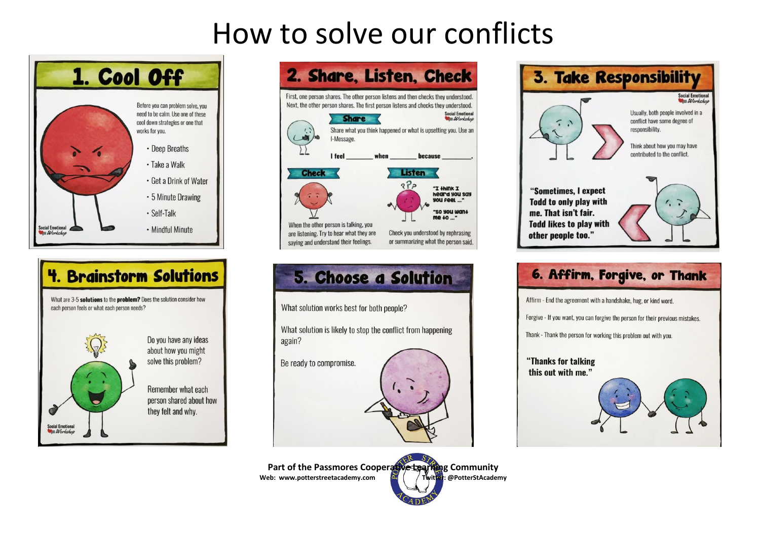# How to solve our conflicts

## 1. Cool Off

Before you can problem solve, you need to be calm. Use one of these cool down strategies or one that works for you.

- Deep Breaths
- Take a Walk
- Get a Drink of Water
- 5 Minute Drawing
- Self-Talk
- Mindful Minute

Social Emotional Workshop

## 2. Share, Listen, Check

First, one person shares. The other person listens and then checks they understood. Next, the other person shares. The first person listens and checks they understood.

Social Emotional Workshop

### Share

Share what you think happened or what is upsetting you. Use an I-Message.

I feel _______ when _______ because _______.

### Check

When the other person is talking, you are listening. Try to hear what they are saying and understand their feelings.

### Listen

"I think I heard you say you feel ..."

"So you want me to ..."

Check you understood by rephrasing or summarizing what the person said.

## 3. Take Responsibility

Social Emotional Workshop

Usually, both people involved in a conflict have some degree of responsibility.

Think about how you may have contributed to the conflict.

**"Sometimes, I expect Todd to only play with me. That isn't fair. Todd likes to play with other people too."**

## 4. Brainstorm Solutions

What are 3-5 **solutions** to the **problem?** Does the solution consider how each person feels or what each person needs?

Do you have any ideas about how you might solve this problem?

Remember what each person shared about how they felt and why.

Social Emotional Workshop

## 5. Choose a Solution

What solution works best for both people?

What solution is likely to stop the conflict from happening again?

Be ready to compromise.

## 6. Affirm, Forgive, or Thank

Affirm - End the agreement with a handshake, hug, or kind word.

Forgive - If you want, you can forgive the person for their previous mistakes.

Thank - Thank the person for working this problem out with you.

**"Thanks for talking this out with me."**

**Part of the Passmores Cooperative Learning Community**

**Web: www.potterstreetacademy.com** **Twitter: @PotterStAcademy**